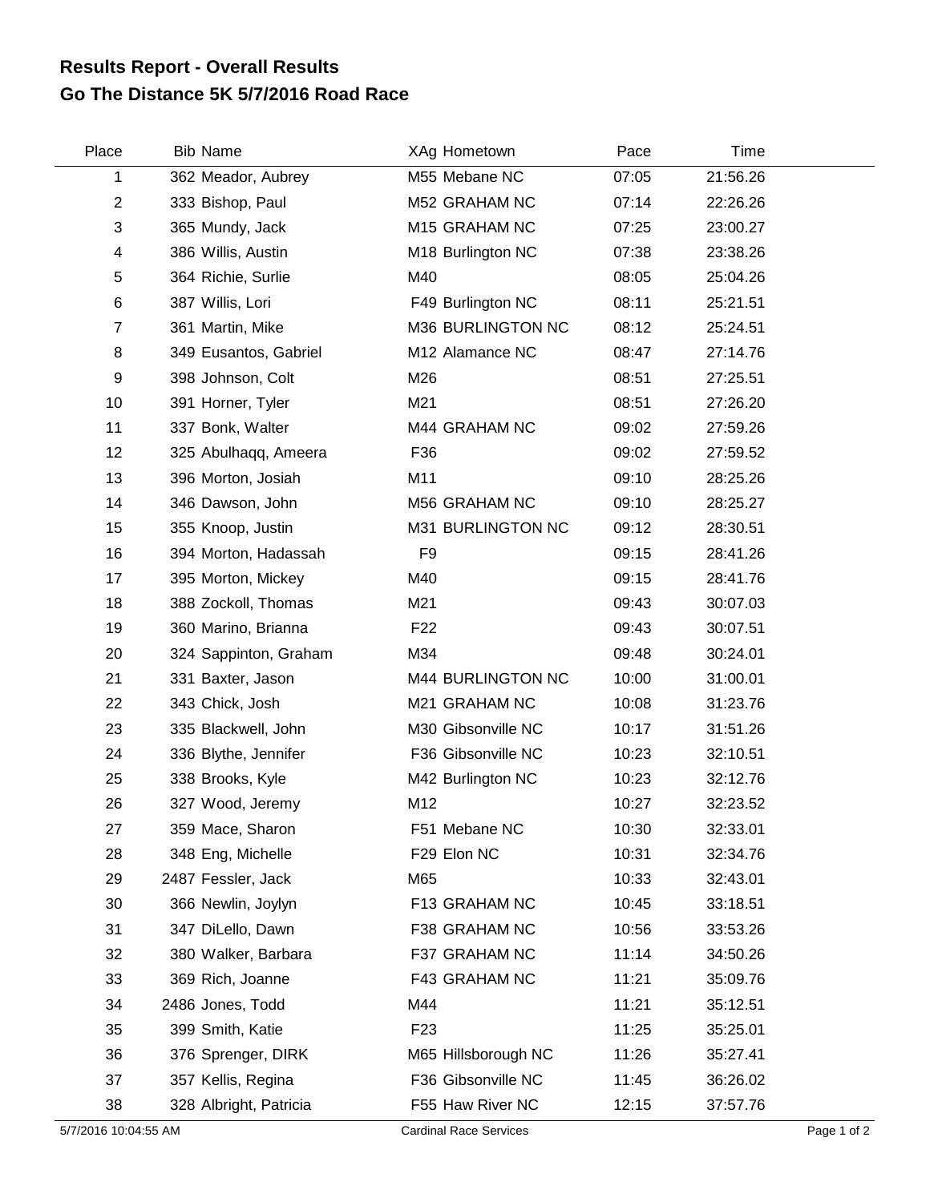# Results Report - Overall Results
## Go The Distance 5K 5/7/2016 Road Race

| Place | Bib | Name | XAg | Hometown | Pace | Time |
|---|---|---|---|---|---|---|
| 1 | 362 | Meador, Aubrey | M55 | Mebane NC | 07:05 | 21:56.26 |
| 2 | 333 | Bishop, Paul | M52 | GRAHAM NC | 07:14 | 22:26.26 |
| 3 | 365 | Mundy, Jack | M15 | GRAHAM NC | 07:25 | 23:00.27 |
| 4 | 386 | Willis, Austin | M18 | Burlington NC | 07:38 | 23:38.26 |
| 5 | 364 | Richie, Surlie | M40 | | 08:05 | 25:04.26 |
| 6 | 387 | Willis, Lori | F49 | Burlington NC | 08:11 | 25:21.51 |
| 7 | 361 | Martin, Mike | M36 | BURLINGTON NC | 08:12 | 25:24.51 |
| 8 | 349 | Eusantos, Gabriel | M12 | Alamance NC | 08:47 | 27:14.76 |
| 9 | 398 | Johnson, Colt | M26 | | 08:51 | 27:25.51 |
| 10 | 391 | Horner, Tyler | M21 | | 08:51 | 27:26.20 |
| 11 | 337 | Bonk, Walter | M44 | GRAHAM NC | 09:02 | 27:59.26 |
| 12 | 325 | Abulhaqq, Ameera | F36 | | 09:02 | 27:59.52 |
| 13 | 396 | Morton, Josiah | M11 | | 09:10 | 28:25.26 |
| 14 | 346 | Dawson, John | M56 | GRAHAM NC | 09:10 | 28:25.27 |
| 15 | 355 | Knoop, Justin | M31 | BURLINGTON NC | 09:12 | 28:30.51 |
| 16 | 394 | Morton, Hadassah | F9 | | 09:15 | 28:41.26 |
| 17 | 395 | Morton, Mickey | M40 | | 09:15 | 28:41.76 |
| 18 | 388 | Zockoll, Thomas | M21 | | 09:43 | 30:07.03 |
| 19 | 360 | Marino, Brianna | F22 | | 09:43 | 30:07.51 |
| 20 | 324 | Sappinton, Graham | M34 | | 09:48 | 30:24.01 |
| 21 | 331 | Baxter, Jason | M44 | BURLINGTON NC | 10:00 | 31:00.01 |
| 22 | 343 | Chick, Josh | M21 | GRAHAM NC | 10:08 | 31:23.76 |
| 23 | 335 | Blackwell, John | M30 | Gibsonville NC | 10:17 | 31:51.26 |
| 24 | 336 | Blythe, Jennifer | F36 | Gibsonville NC | 10:23 | 32:10.51 |
| 25 | 338 | Brooks, Kyle | M42 | Burlington NC | 10:23 | 32:12.76 |
| 26 | 327 | Wood, Jeremy | M12 | | 10:27 | 32:23.52 |
| 27 | 359 | Mace, Sharon | F51 | Mebane NC | 10:30 | 32:33.01 |
| 28 | 348 | Eng, Michelle | F29 | Elon NC | 10:31 | 32:34.76 |
| 29 | 2487 | Fessler, Jack | M65 | | 10:33 | 32:43.01 |
| 30 | 366 | Newlin, Joylyn | F13 | GRAHAM NC | 10:45 | 33:18.51 |
| 31 | 347 | DiLello, Dawn | F38 | GRAHAM NC | 10:56 | 33:53.26 |
| 32 | 380 | Walker, Barbara | F37 | GRAHAM NC | 11:14 | 34:50.26 |
| 33 | 369 | Rich, Joanne | F43 | GRAHAM NC | 11:21 | 35:09.76 |
| 34 | 2486 | Jones, Todd | M44 | | 11:21 | 35:12.51 |
| 35 | 399 | Smith, Katie | F23 | | 11:25 | 35:25.01 |
| 36 | 376 | Sprenger, DIRK | M65 | Hillsborough NC | 11:26 | 35:27.41 |
| 37 | 357 | Kellis, Regina | F36 | Gibsonville NC | 11:45 | 36:26.02 |
| 38 | 328 | Albright, Patricia | F55 | Haw River NC | 12:15 | 37:57.76 |

5/7/2016 10:04:55 AM — Cardinal Race Services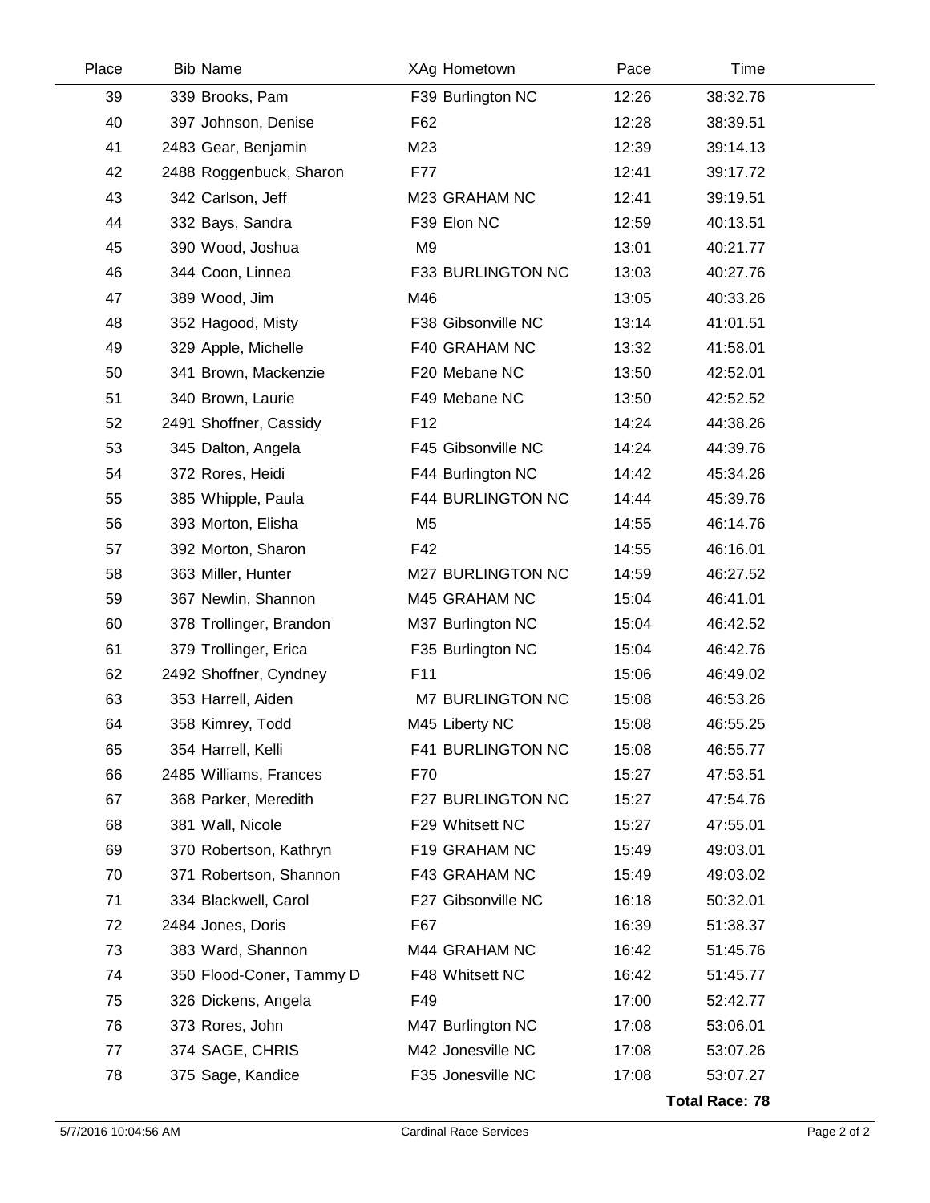| Place | Bib | Name | XAg | Hometown | Pace | Time |
|---|---|---|---|---|---|---|
| 39 | 339 | Brooks, Pam | F39 | Burlington NC | 12:26 | 38:32.76 |
| 40 | 397 | Johnson, Denise | F62 | | 12:28 | 38:39.51 |
| 41 | 2483 | Gear, Benjamin | M23 | | 12:39 | 39:14.13 |
| 42 | 2488 | Roggenbuck, Sharon | F77 | | 12:41 | 39:17.72 |
| 43 | 342 | Carlson, Jeff | M23 | GRAHAM NC | 12:41 | 39:19.51 |
| 44 | 332 | Bays, Sandra | F39 | Elon NC | 12:59 | 40:13.51 |
| 45 | 390 | Wood, Joshua | M9 | | 13:01 | 40:21.77 |
| 46 | 344 | Coon, Linnea | F33 | BURLINGTON NC | 13:03 | 40:27.76 |
| 47 | 389 | Wood, Jim | M46 | | 13:05 | 40:33.26 |
| 48 | 352 | Hagood, Misty | F38 | Gibsonville NC | 13:14 | 41:01.51 |
| 49 | 329 | Apple, Michelle | F40 | GRAHAM NC | 13:32 | 41:58.01 |
| 50 | 341 | Brown, Mackenzie | F20 | Mebane NC | 13:50 | 42:52.01 |
| 51 | 340 | Brown, Laurie | F49 | Mebane NC | 13:50 | 42:52.52 |
| 52 | 2491 | Shoffner, Cassidy | F12 | | 14:24 | 44:38.26 |
| 53 | 345 | Dalton, Angela | F45 | Gibsonville NC | 14:24 | 44:39.76 |
| 54 | 372 | Rores, Heidi | F44 | Burlington NC | 14:42 | 45:34.26 |
| 55 | 385 | Whipple, Paula | F44 | BURLINGTON NC | 14:44 | 45:39.76 |
| 56 | 393 | Morton, Elisha | M5 | | 14:55 | 46:14.76 |
| 57 | 392 | Morton, Sharon | F42 | | 14:55 | 46:16.01 |
| 58 | 363 | Miller, Hunter | M27 | BURLINGTON NC | 14:59 | 46:27.52 |
| 59 | 367 | Newlin, Shannon | M45 | GRAHAM NC | 15:04 | 46:41.01 |
| 60 | 378 | Trollinger, Brandon | M37 | Burlington NC | 15:04 | 46:42.52 |
| 61 | 379 | Trollinger, Erica | F35 | Burlington NC | 15:04 | 46:42.76 |
| 62 | 2492 | Shoffner, Cyndney | F11 | | 15:06 | 46:49.02 |
| 63 | 353 | Harrell, Aiden | M7 | BURLINGTON NC | 15:08 | 46:53.26 |
| 64 | 358 | Kimrey, Todd | M45 | Liberty NC | 15:08 | 46:55.25 |
| 65 | 354 | Harrell, Kelli | F41 | BURLINGTON NC | 15:08 | 46:55.77 |
| 66 | 2485 | Williams, Frances | F70 | | 15:27 | 47:53.51 |
| 67 | 368 | Parker, Meredith | F27 | BURLINGTON NC | 15:27 | 47:54.76 |
| 68 | 381 | Wall, Nicole | F29 | Whitsett NC | 15:27 | 47:55.01 |
| 69 | 370 | Robertson, Kathryn | F19 | GRAHAM NC | 15:49 | 49:03.01 |
| 70 | 371 | Robertson, Shannon | F43 | GRAHAM NC | 15:49 | 49:03.02 |
| 71 | 334 | Blackwell, Carol | F27 | Gibsonville NC | 16:18 | 50:32.01 |
| 72 | 2484 | Jones, Doris | F67 | | 16:39 | 51:38.37 |
| 73 | 383 | Ward, Shannon | M44 | GRAHAM NC | 16:42 | 51:45.76 |
| 74 | 350 | Flood-Coner, Tammy D | F48 | Whitsett NC | 16:42 | 51:45.77 |
| 75 | 326 | Dickens, Angela | F49 | | 17:00 | 52:42.77 |
| 76 | 373 | Rores, John | M47 | Burlington NC | 17:08 | 53:06.01 |
| 77 | 374 | SAGE, CHRIS | M42 | Jonesville NC | 17:08 | 53:07.26 |
| 78 | 375 | Sage, Kandice | F35 | Jonesville NC | 17:08 | 53:07.27 |

**Total Race: 78**

5/7/2016 10:04:56 AM Cardinal Race Services